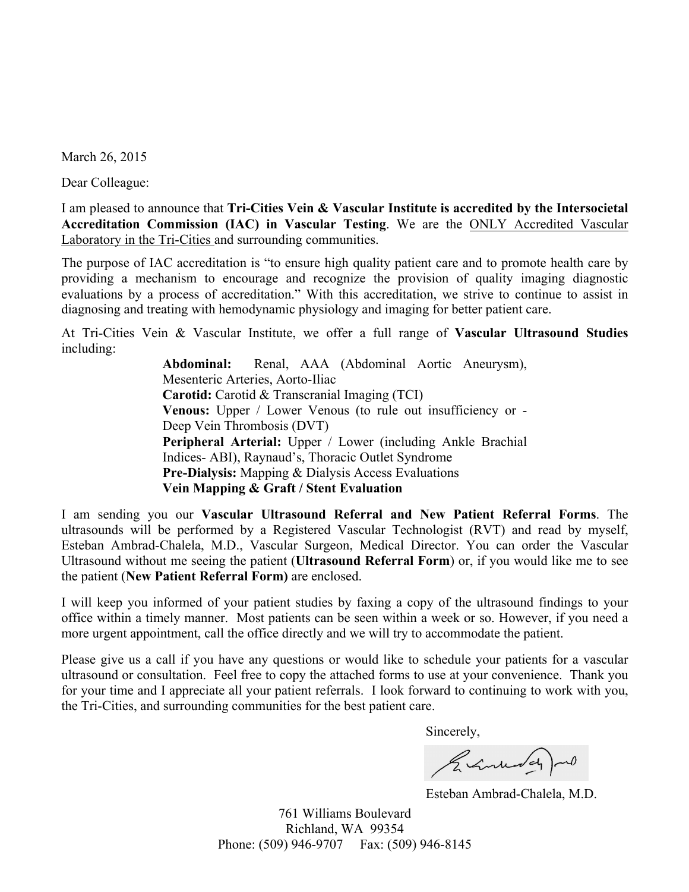March 26, 2015

Dear Colleague:

I am pleased to announce that **Tri-Cities Vein & Vascular Institute is accredited by the Intersocietal Accreditation Commission (IAC) in Vascular Testing**. We are the <u>ONLY Accredited Vascular Laboratory in the Tri-Cities</u> and surrounding communities.

The purpose of IAC accreditation is "to ensure high quality patient care and to promote health care by providing a mechanism to encourage and recognize the provision of quality imaging diagnostic evaluations by a process of accreditation." With this accreditation, we strive to continue to assist in diagnosing and treating with hemodynamic physiology and imaging for better patient care.

At Tri-Cities Vein & Vascular Institute, we offer a full range of **Vascular Ultrasound Studies** including:

**Abdominal:** Renal, AAA (Abdominal Aortic Aneurysm), Mesenteric Arteries, Aorto-Iliac
**Carotid:** Carotid & Transcranial Imaging (TCI)
**Venous:** Upper / Lower Venous (to rule out insufficiency or - Deep Vein Thrombosis (DVT)
**Peripheral Arterial:** Upper / Lower (including Ankle Brachial Indices- ABI), Raynaud's, Thoracic Outlet Syndrome
**Pre-Dialysis:** Mapping & Dialysis Access Evaluations
**Vein Mapping & Graft / Stent Evaluation**

I am sending you our **Vascular Ultrasound Referral and New Patient Referral Forms**. The ultrasounds will be performed by a Registered Vascular Technologist (RVT) and read by myself, Esteban Ambrad-Chalela, M.D., Vascular Surgeon, Medical Director. You can order the Vascular Ultrasound without me seeing the patient (**Ultrasound Referral Form**) or, if you would like me to see the patient (**New Patient Referral Form)** are enclosed.

I will keep you informed of your patient studies by faxing a copy of the ultrasound findings to your office within a timely manner. Most patients can be seen within a week or so. However, if you need a more urgent appointment, call the office directly and we will try to accommodate the patient.

Please give us a call if you have any questions or would like to schedule your patients for a vascular ultrasound or consultation. Feel free to copy the attached forms to use at your convenience. Thank you for your time and I appreciate all your patient referrals. I look forward to continuing to work with you, the Tri-Cities, and surrounding communities for the best patient care.

Sincerely,

Esteban Ambrad-Chalela, M.D.

761 Williams Boulevard
Richland, WA 99354
Phone: (509) 946-9707 Fax: (509) 946-8145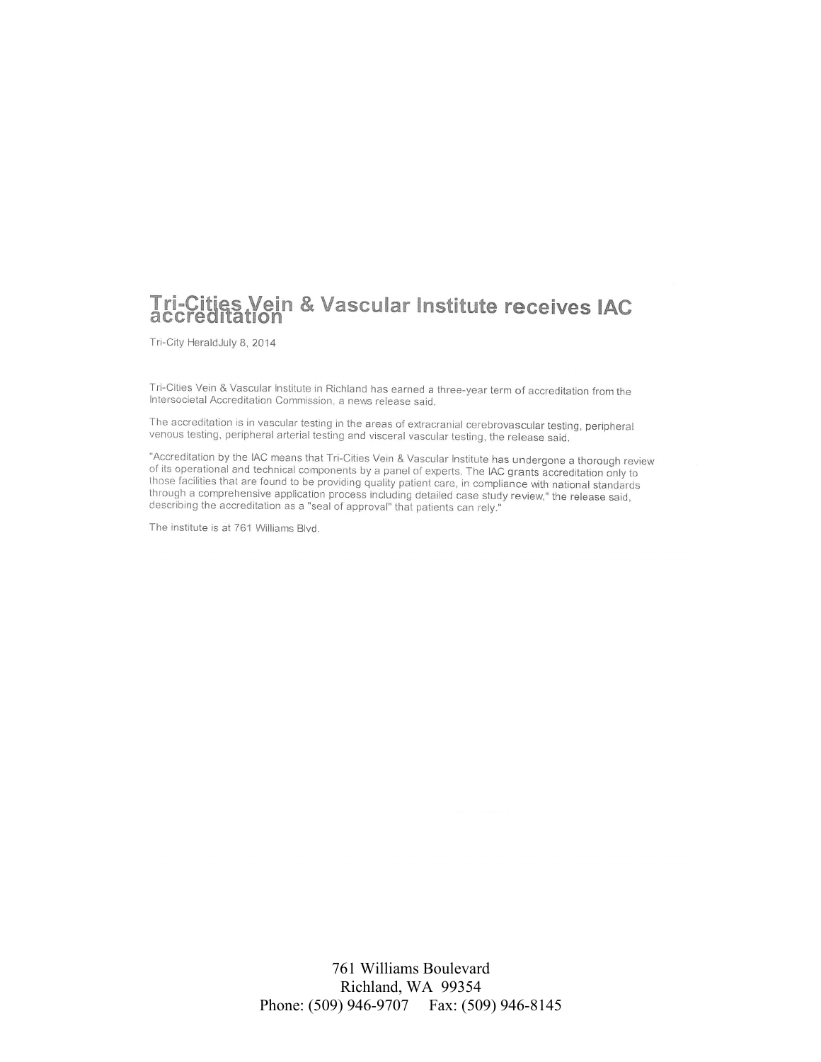# Tri-Cities Vein & Vascular Institute receives IAC accreditation

Tri-City HeraldJuly 8, 2014

Tri-Cities Vein & Vascular Institute in Richland has earned a three-year term of accreditation from the Intersocietal Accreditation Commission, a news release said.

The accreditation is in vascular testing in the areas of extracranial cerebrovascular testing, peripheral venous testing, peripheral arterial testing and visceral vascular testing, the release said.

"Accreditation by the IAC means that Tri-Cities Vein & Vascular Institute has undergone a thorough review of its operational and technical components by a panel of experts. The IAC grants accreditation only to those facilities that are found to be providing quality patient care, in compliance with national standards through a comprehensive application process including detailed case study review," the release said, describing the accreditation as a "seal of approval" that patients can rely."

The institute is at 761 Williams Blvd.

761 Williams Boulevard
Richland, WA 99354
Phone: (509) 946-9707 Fax: (509) 946-8145